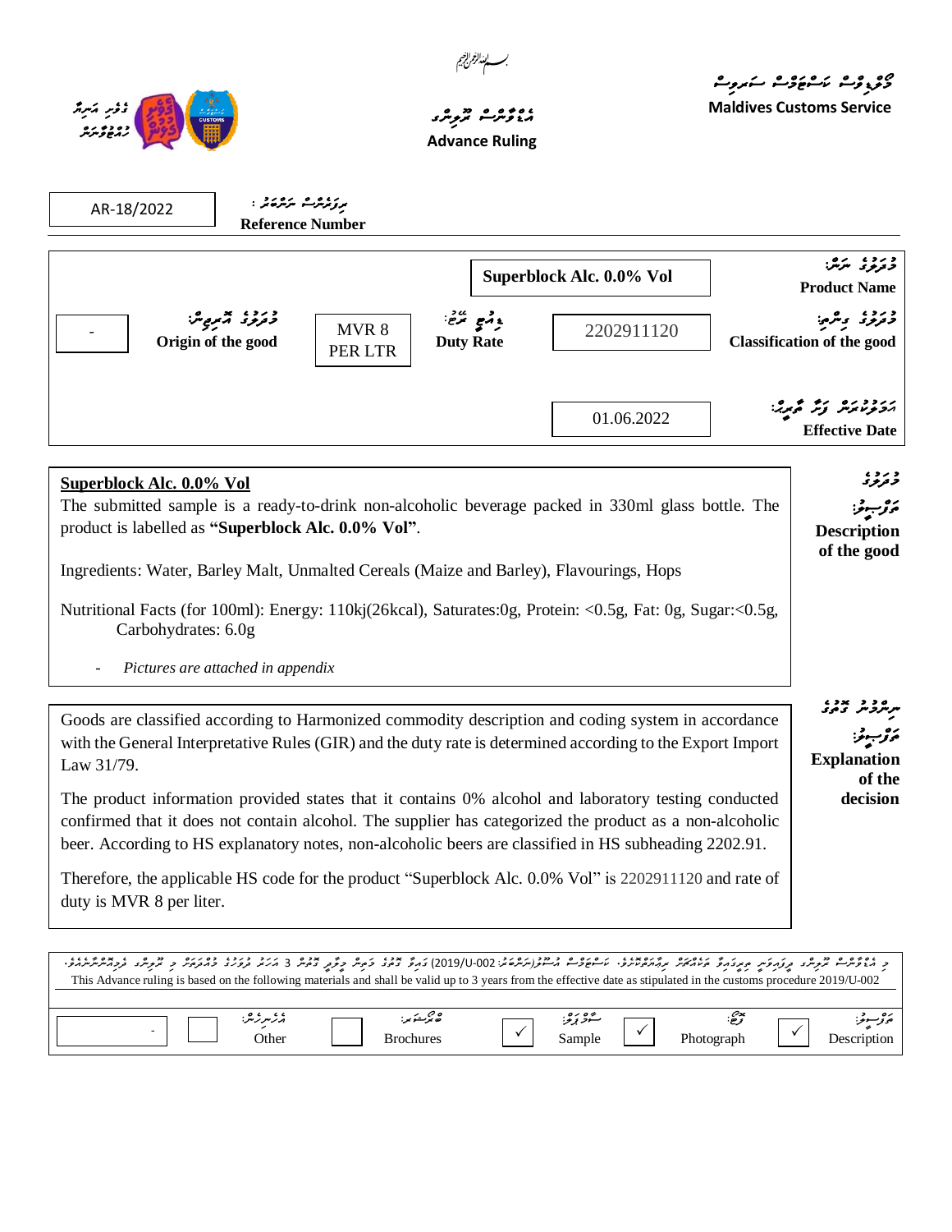بسم الله الرحمن الرحيم

**Maldives Customs Service**

**Advance Ruling**

**Reference Number:** AR-18/2022

| | | | |
|---|---|---|---|
| **Product Name** | Superblock Alc. 0.0% Vol | | |
| **Classification of the good** | 2202911120 | **Duty Rate** | MVR 8 PER LTR |
| **Origin of the good** | - | | |
| **Effective Date** | 01.06.2022 | | |

**Description of the good**

**Superblock Alc. 0.0% Vol**

The submitted sample is a ready-to-drink non-alcoholic beverage packed in 330ml glass bottle. The product is labelled as **"Superblock Alc. 0.0% Vol"**.

Ingredients: Water, Barley Malt, Unmalted Cereals (Maize and Barley), Flavourings, Hops

Nutritional Facts (for 100ml): Energy: 110kj(26kcal), Saturates:0g, Protein: <0.5g, Fat: 0g, Sugar:<0.5g, Carbohydrates: 6.0g

- *Pictures are attached in appendix*

**Explanation of the decision**

Goods are classified according to Harmonized commodity description and coding system in accordance with the General Interpretative Rules (GIR) and the duty rate is determined according to the Export Import Law 31/79.

The product information provided states that it contains 0% alcohol and laboratory testing conducted confirmed that it does not contain alcohol. The supplier has categorized the product as a non-alcoholic beer. According to HS explanatory notes, non-alcoholic beers are classified in HS subheading 2202.91.

Therefore, the applicable HS code for the product "Superblock Alc. 0.0% Vol" is 2202911120 and rate of duty is MVR 8 per liter.

This Advance ruling is based on the following materials and shall be valid up to 3 years from the effective date as stipulated in the customs procedure 2019/U-002

| Description | Photograph | Sample | Brochures | Other | |
|---|---|---|---|---|---|
| ✓ | ✓ | ✓ | | | - |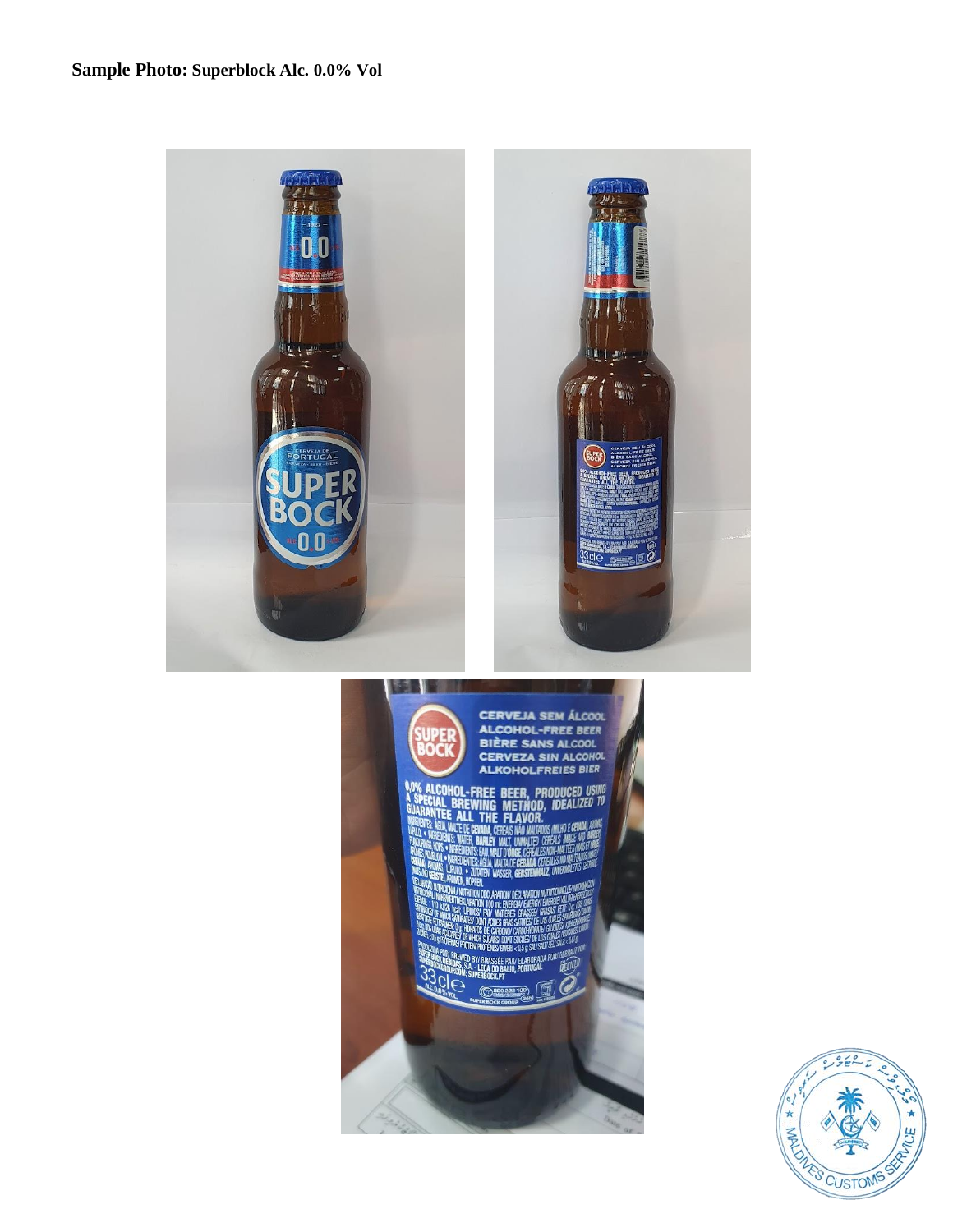**Sample Photo:** **Superblock Alc. 0.0% Vol**